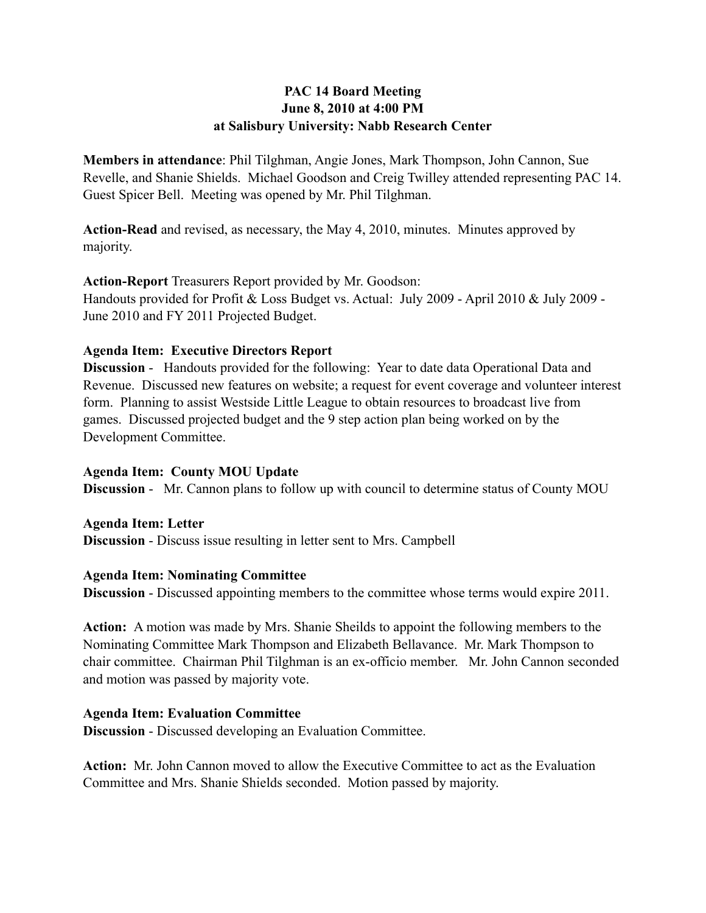**PAC 14 Board Meeting**
**June 8, 2010 at 4:00 PM**
**at Salisbury University: Nabb Research Center**

**Members in attendance**: Phil Tilghman, Angie Jones, Mark Thompson, John Cannon, Sue Revelle, and Shanie Shields. Michael Goodson and Creig Twilley attended representing PAC 14. Guest Spicer Bell. Meeting was opened by Mr. Phil Tilghman.

**Action-Read** and revised, as necessary, the May 4, 2010, minutes. Minutes approved by majority.

**Action-Report** Treasurers Report provided by Mr. Goodson:
Handouts provided for Profit & Loss Budget vs. Actual: July 2009 - April 2010 & July 2009 - June 2010 and FY 2011 Projected Budget.

**Agenda Item: Executive Directors Report**
**Discussion** - Handouts provided for the following: Year to date data Operational Data and Revenue. Discussed new features on website; a request for event coverage and volunteer interest form. Planning to assist Westside Little League to obtain resources to broadcast live from games. Discussed projected budget and the 9 step action plan being worked on by the Development Committee.

**Agenda Item: County MOU Update**
**Discussion** - Mr. Cannon plans to follow up with council to determine status of County MOU

**Agenda Item: Letter**
**Discussion** - Discuss issue resulting in letter sent to Mrs. Campbell

**Agenda Item: Nominating Committee**
**Discussion** - Discussed appointing members to the committee whose terms would expire 2011.

**Action:** A motion was made by Mrs. Shanie Sheilds to appoint the following members to the Nominating Committee Mark Thompson and Elizabeth Bellavance. Mr. Mark Thompson to chair committee. Chairman Phil Tilghman is an ex-officio member. Mr. John Cannon seconded and motion was passed by majority vote.

**Agenda Item: Evaluation Committee**
**Discussion** - Discussed developing an Evaluation Committee.

**Action:** Mr. John Cannon moved to allow the Executive Committee to act as the Evaluation Committee and Mrs. Shanie Shields seconded. Motion passed by majority.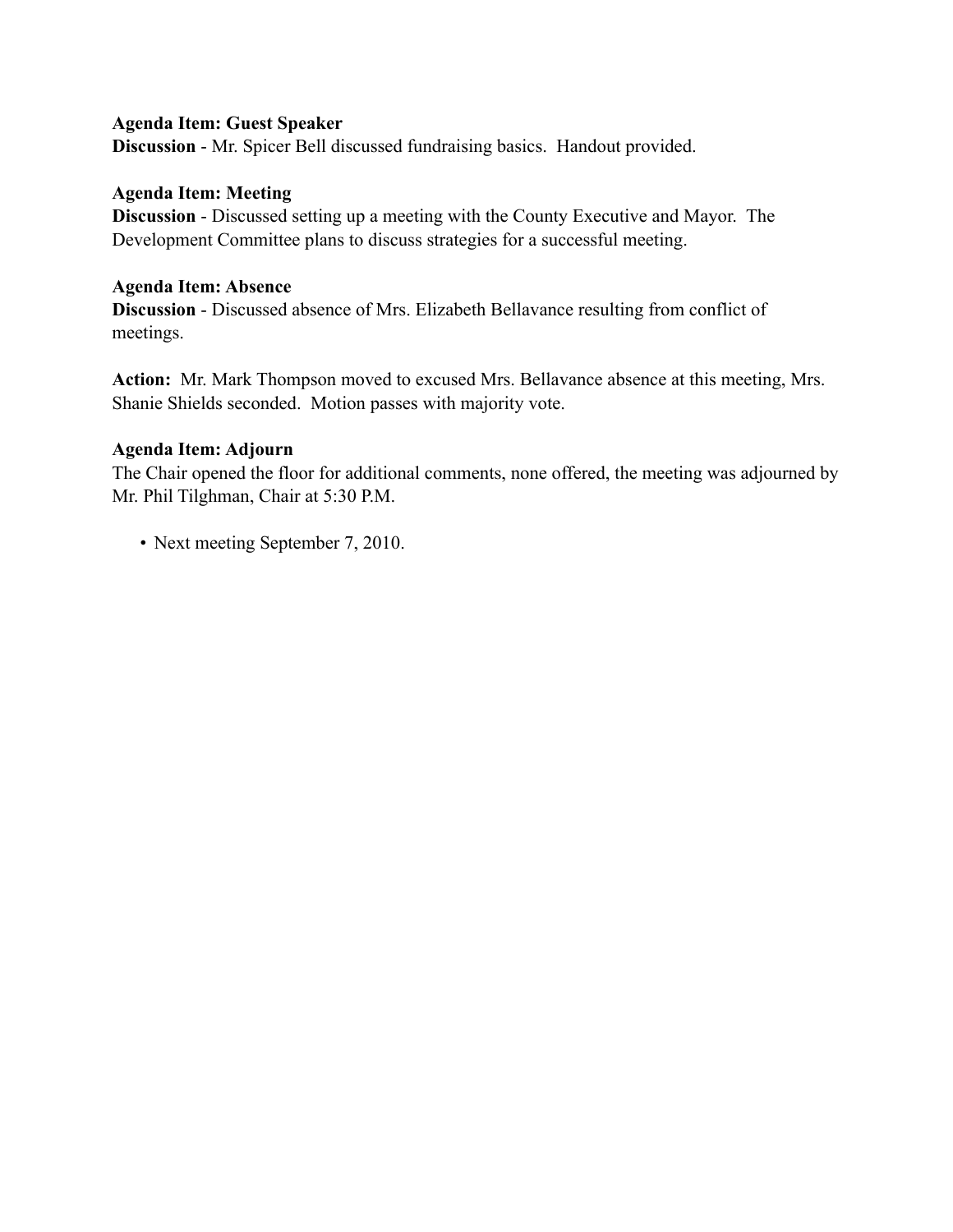**Agenda Item: Guest Speaker**
**Discussion** - Mr. Spicer Bell discussed fundraising basics. Handout provided.

**Agenda Item: Meeting**
**Discussion** - Discussed setting up a meeting with the County Executive and Mayor. The Development Committee plans to discuss strategies for a successful meeting.

**Agenda Item: Absence**
**Discussion** - Discussed absence of Mrs. Elizabeth Bellavance resulting from conflict of meetings.

**Action:** Mr. Mark Thompson moved to excused Mrs. Bellavance absence at this meeting, Mrs. Shanie Shields seconded. Motion passes with majority vote.

**Agenda Item: Adjourn**
The Chair opened the floor for additional comments, none offered, the meeting was adjourned by Mr. Phil Tilghman, Chair at 5:30 P.M.

- Next meeting September 7, 2010.